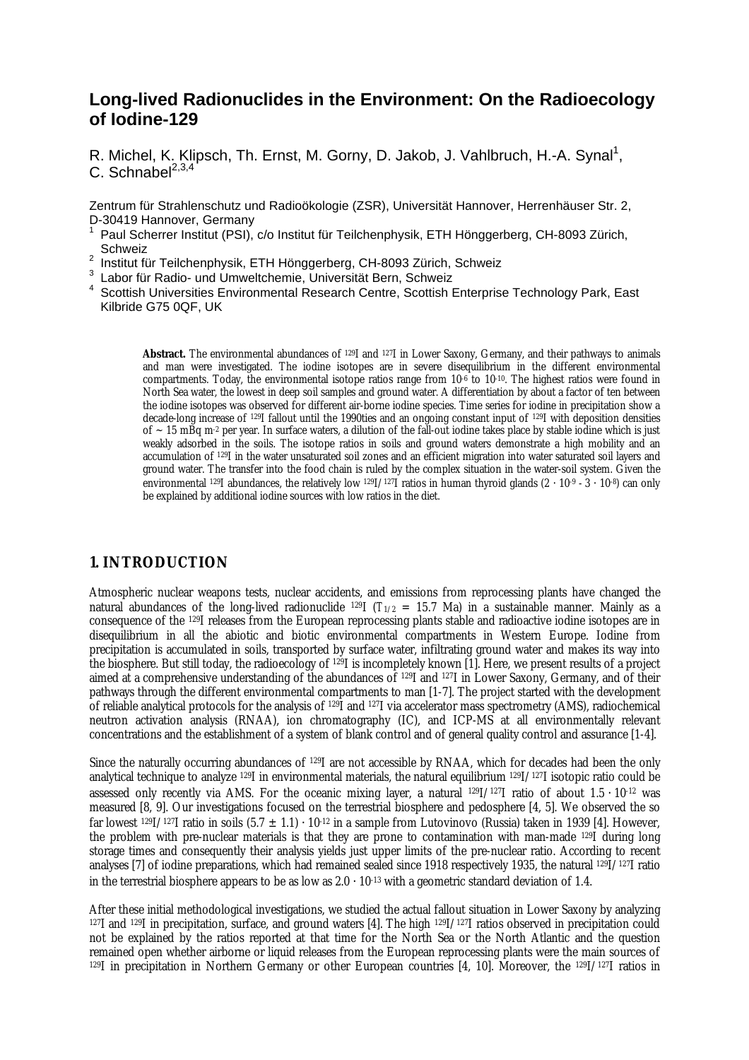# Long-lived Radionuclides in the Environment: On the Radioecology of Iodine-129

R. Michel, K. Klipsch, Th. Ernst, M. Gorny, D. Jakob, J. Vahlbruch, H.-A. Synal[1], C. Schnabel[2,3,4]

Zentrum für Strahlenschutz und Radioökologie (ZSR), Universität Hannover, Herrenhäuser Str. 2, D-30419 Hannover, Germany

[1] Paul Scherrer Institut (PSI), c/o Institut für Teilchenphysik, ETH Hönggerberg, CH-8093 Zürich, Schweiz

[2] Institut für Teilchenphysik, ETH Hönggerberg, CH-8093 Zürich, Schweiz

[3] Labor für Radio- und Umweltchemie, Universität Bern, Schweiz

[4] Scottish Universities Environmental Research Centre, Scottish Enterprise Technology Park, East Kilbride G75 0QF, UK

**Abstract.** The environmental abundances of $^{129}$I and $^{127}$I in Lower Saxony, Germany, and their pathways to animals and man were investigated. The iodine isotopes are in severe disequilibrium in the different environmental compartments. Today, the environmental isotope ratios range from $10^{-6}$ to $10^{-10}$. The highest ratios were found in North Sea water, the lowest in deep soil samples and ground water. A differentiation by about a factor of ten between the iodine isotopes was observed for different air-borne iodine species. Time series for iodine in precipitation show a decade-long increase of $^{129}$I fallout until the 1990ties and an ongoing constant input of $^{129}$I with deposition densities of ~ 15 mBq m$^{-2}$ per year. In surface waters, a dilution of the fall-out iodine takes place by stable iodine which is just weakly adsorbed in the soils. The isotope ratios in soils and ground waters demonstrate a high mobility and an accumulation of $^{129}$I in the water unsaturated soil zones and an efficient migration into water saturated soil layers and ground water. The transfer into the food chain is ruled by the complex situation in the water-soil system. Given the environmental $^{129}$I abundances, the relatively low $^{129}$I/$^{127}$I ratios in human thyroid glands ($2 \cdot 10^{-9}$ - $3 \cdot 10^{-8}$) can only be explained by additional iodine sources with low ratios in the diet.

## 1. INTRODUCTION

Atmospheric nuclear weapons tests, nuclear accidents, and emissions from reprocessing plants have changed the natural abundances of the long-lived radionuclide $^{129}$I ($T_{1/2}$ = 15.7 Ma) in a sustainable manner. Mainly as a consequence of the $^{129}$I releases from the European reprocessing plants stable and radioactive iodine isotopes are in disequilibrium in all the abiotic and biotic environmental compartments in Western Europe. Iodine from precipitation is accumulated in soils, transported by surface water, infiltrating ground water and makes its way into the biosphere. But still today, the radioecology of $^{129}$I is incompletely known [1]. Here, we present results of a project aimed at a comprehensive understanding of the abundances of $^{129}$I and $^{127}$I in Lower Saxony, Germany, and of their pathways through the different environmental compartments to man [1-7]. The project started with the development of reliable analytical protocols for the analysis of $^{129}$I and $^{127}$I via accelerator mass spectrometry (AMS), radiochemical neutron activation analysis (RNAA), ion chromatography (IC), and ICP-MS at all environmentally relevant concentrations and the establishment of a system of blank control and of general quality control and assurance [1-4].

Since the naturally occurring abundances of $^{129}$I are not accessible by RNAA, which for decades had been the only analytical technique to analyze $^{129}$I in environmental materials, the natural equilibrium $^{129}$I/$^{127}$I isotopic ratio could be assessed only recently via AMS. For the oceanic mixing layer, a natural $^{129}$I/$^{127}$I ratio of about $1.5 \cdot 10^{-12}$ was measured [8, 9]. Our investigations focused on the terrestrial biosphere and pedosphere [4, 5]. We observed the so far lowest $^{129}$I/$^{127}$I ratio in soils $(5.7 \pm 1.1) \cdot 10^{-12}$ in a sample from Lutovinovo (Russia) taken in 1939 [4]. However, the problem with pre-nuclear materials is that they are prone to contamination with man-made $^{129}$I during long storage times and consequently their analysis yields just upper limits of the pre-nuclear ratio. According to recent analyses [7] of iodine preparations, which had remained sealed since 1918 respectively 1935, the natural $^{129}$I/$^{127}$I ratio in the terrestrial biosphere appears to be as low as $2.0 \cdot 10^{-13}$ with a geometric standard deviation of 1.4.

After these initial methodological investigations, we studied the actual fallout situation in Lower Saxony by analyzing $^{127}$I and $^{129}$I in precipitation, surface, and ground waters [4]. The high $^{129}$I/$^{127}$I ratios observed in precipitation could not be explained by the ratios reported at that time for the North Sea or the North Atlantic and the question remained open whether airborne or liquid releases from the European reprocessing plants were the main sources of $^{129}$I in precipitation in Northern Germany or other European countries [4, 10]. Moreover, the $^{129}$I/$^{127}$I ratios in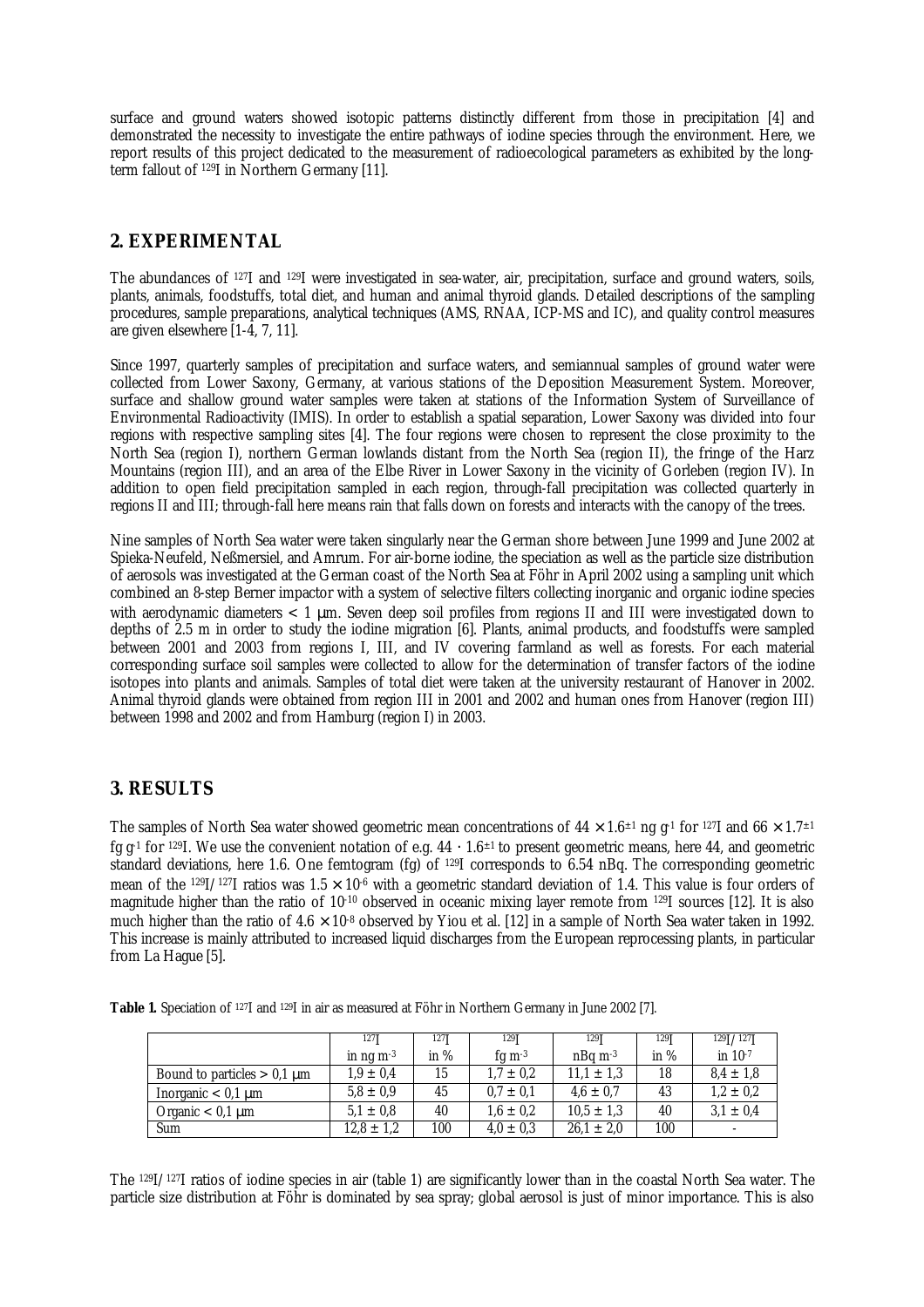surface and ground waters showed isotopic patterns distinctly different from those in precipitation [4] and demonstrated the necessity to investigate the entire pathways of iodine species through the environment. Here, we report results of this project dedicated to the measurement of radioecological parameters as exhibited by the long-term fallout of $^{129}$I in Northern Germany [11].

## 2. EXPERIMENTAL

The abundances of $^{127}$I and $^{129}$I were investigated in sea-water, air, precipitation, surface and ground waters, soils, plants, animals, foodstuffs, total diet, and human and animal thyroid glands. Detailed descriptions of the sampling procedures, sample preparations, analytical techniques (AMS, RNAA, ICP-MS and IC), and quality control measures are given elsewhere [1-4, 7, 11].

Since 1997, quarterly samples of precipitation and surface waters, and semiannual samples of ground water were collected from Lower Saxony, Germany, at various stations of the Deposition Measurement System. Moreover, surface and shallow ground water samples were taken at stations of the Information System of Surveillance of Environmental Radioactivity (IMIS). In order to establish a spatial separation, Lower Saxony was divided into four regions with respective sampling sites [4]. The four regions were chosen to represent the close proximity to the North Sea (region I), northern German lowlands distant from the North Sea (region II), the fringe of the Harz Mountains (region III), and an area of the Elbe River in Lower Saxony in the vicinity of Gorleben (region IV). In addition to open field precipitation sampled in each region, through-fall precipitation was collected quarterly in regions II and III; through-fall here means rain that falls down on forests and interacts with the canopy of the trees.

Nine samples of North Sea water were taken singularly near the German shore between June 1999 and June 2002 at Spieka-Neufeld, Neßmersiel, and Amrum. For air-borne iodine, the speciation as well as the particle size distribution of aerosols was investigated at the German coast of the North Sea at Föhr in April 2002 using a sampling unit which combined an 8-step Berner impactor with a system of selective filters collecting inorganic and organic iodine species with aerodynamic diameters $< 1$ µm. Seven deep soil profiles from regions II and III were investigated down to depths of 2.5 m in order to study the iodine migration [6]. Plants, animal products, and foodstuffs were sampled between 2001 and 2003 from regions I, III, and IV covering farmland as well as forests. For each material corresponding surface soil samples were collected to allow for the determination of transfer factors of the iodine isotopes into plants and animals. Samples of total diet were taken at the university restaurant of Hanover in 2002. Animal thyroid glands were obtained from region III in 2001 and 2002 and human ones from Hanover (region III) between 1998 and 2002 and from Hamburg (region I) in 2003.

## 3. RESULTS

The samples of North Sea water showed geometric mean concentrations of $44 \times 1.6^{\pm 1}$ ng g$^{-1}$ for $^{127}$I and $66 \times 1.7^{\pm 1}$ fg g$^{-1}$ for $^{129}$I. We use the convenient notation of e.g. $44 \cdot 1.6^{\pm 1}$ to present geometric means, here 44, and geometric standard deviations, here 1.6. One femtogram (fg) of $^{129}$I corresponds to 6.54 nBq. The corresponding geometric mean of the $^{129}$I/$^{127}$I ratios was $1.5 \times 10^{-6}$ with a geometric standard deviation of 1.4. This value is four orders of magnitude higher than the ratio of $10^{-10}$ observed in oceanic mixing layer remote from $^{129}$I sources [12]. It is also much higher than the ratio of $4.6 \times 10^{-8}$ observed by Yiou et al. [12] in a sample of North Sea water taken in 1992. This increase is mainly attributed to increased liquid discharges from the European reprocessing plants, in particular from La Hague [5].

**Table 1.** Speciation of $^{127}$I and $^{129}$I in air as measured at Föhr in Northern Germany in June 2002 [7].

| | $^{127}$I in ng m$^{-3}$ | $^{127}$I in % | $^{129}$I fg m$^{-3}$ | $^{129}$I nBq m$^{-3}$ | $^{129}$I in % | $^{129}$I/$^{127}$I in $10^{-7}$ |
|---|---|---|---|---|---|---|
| Bound to particles > 0,1 µm | 1,9 ± 0,4 | 15 | 1,7 ± 0,2 | 11,1 ± 1,3 | 18 | 8,4 ± 1,8 |
| Inorganic < 0,1 µm | 5,8 ± 0,9 | 45 | 0,7 ± 0,1 | 4,6 ± 0,7 | 43 | 1,2 ± 0,2 |
| Organic < 0,1 µm | 5,1 ± 0,8 | 40 | 1,6 ± 0,2 | 10,5 ± 1,3 | 40 | 3,1 ± 0,4 |
| Sum | 12,8 ± 1,2 | 100 | 4,0 ± 0,3 | 26,1 ± 2,0 | 100 | - |

The $^{129}$I/$^{127}$I ratios of iodine species in air (table 1) are significantly lower than in the coastal North Sea water. The particle size distribution at Föhr is dominated by sea spray; global aerosol is just of minor importance. This is also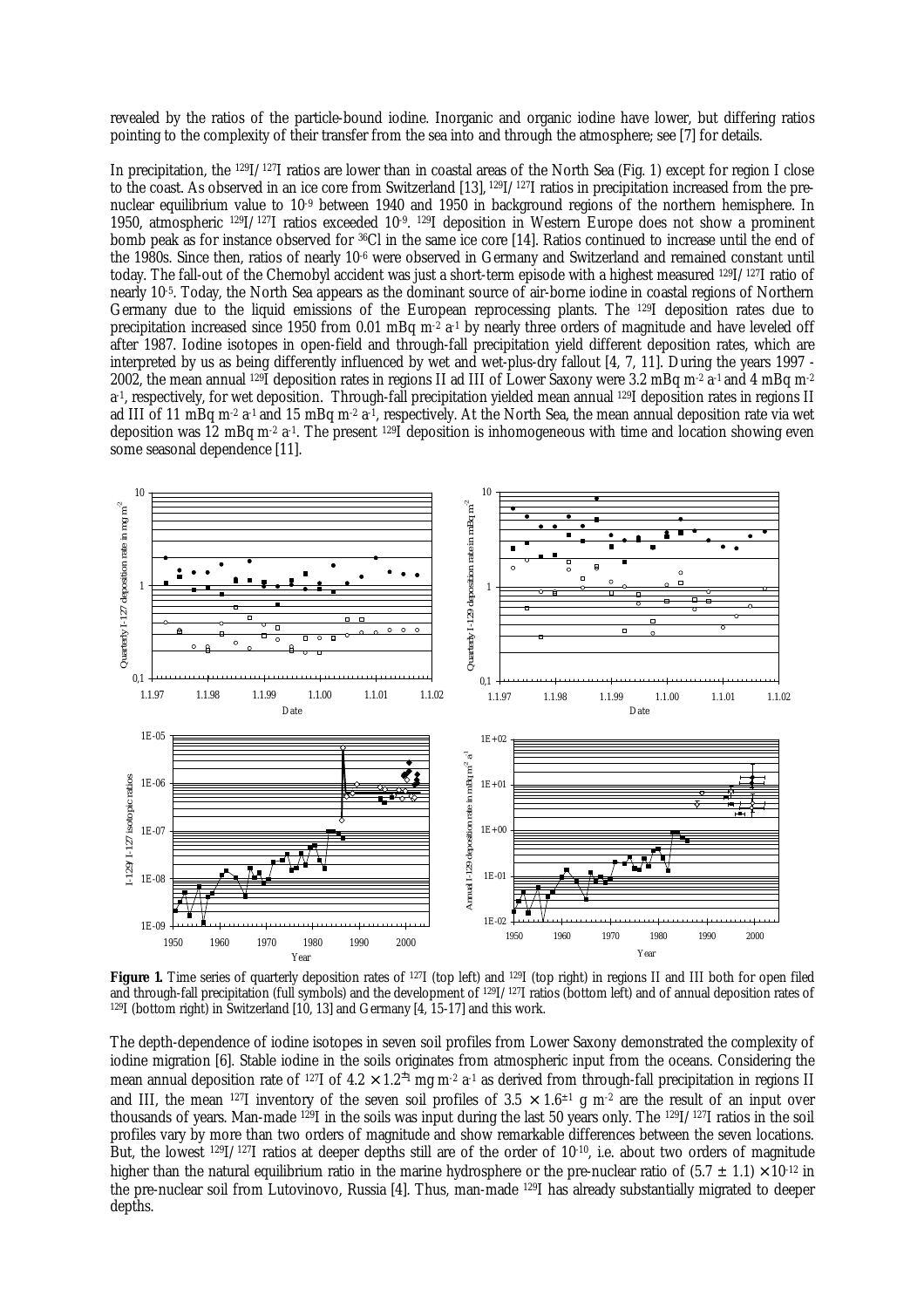revealed by the ratios of the particle-bound iodine. Inorganic and organic iodine have lower, but differing ratios pointing to the complexity of their transfer from the sea into and through the atmosphere; see [7] for details.

In precipitation, the $^{129}I/^{127}I$ ratios are lower than in coastal areas of the North Sea (Fig. 1) except for region I close to the coast. As observed in an ice core from Switzerland [13], $^{129}I/^{127}I$ ratios in precipitation increased from the pre-nuclear equilibrium value to $10^{-9}$ between 1940 and 1950 in background regions of the northern hemisphere. In 1950, atmospheric $^{129}I/^{127}I$ ratios exceeded $10^{-9}$. $^{129}I$ deposition in Western Europe does not show a prominent bomb peak as for instance observed for $^{36}Cl$ in the same ice core [14]. Ratios continued to increase until the end of the 1980s. Since then, ratios of nearly $10^{-6}$ were observed in Germany and Switzerland and remained constant until today. The fall-out of the Chernobyl accident was just a short-term episode with a highest measured $^{129}I/^{127}I$ ratio of nearly $10^{-5}$. Today, the North Sea appears as the dominant source of air-borne iodine in coastal regions of Northern Germany due to the liquid emissions of the European reprocessing plants. The $^{129}I$ deposition rates due to precipitation increased since 1950 from 0.01 mBq $m^{-2}$ $a^{-1}$ by nearly three orders of magnitude and have leveled off after 1987. Iodine isotopes in open-field and through-fall precipitation yield different deposition rates, which are interpreted by us as being differently influenced by wet and wet-plus-dry fallout [4, 7, 11]. During the years 1997 - 2002, the mean annual $^{129}I$ deposition rates in regions II ad III of Lower Saxony were 3.2 mBq $m^{-2}$ $a^{-1}$ and 4 mBq $m^{-2}$ $a^{-1}$, respectively, for wet deposition. Through-fall precipitation yielded mean annual $^{129}I$ deposition rates in regions II ad III of 11 mBq $m^{-2}$ $a^{-1}$ and 15 mBq $m^{-2}$ $a^{-1}$, respectively. At the North Sea, the mean annual deposition rate via wet deposition was 12 mBq $m^{-2}$ $a^{-1}$. The present $^{129}I$ deposition is inhomogeneous with time and location showing even some seasonal dependence [11].

**Figure 1.** Time series of quarterly deposition rates of $^{127}I$ (top left) and $^{129}I$ (top right) in regions II and III both for open filed and through-fall precipitation (full symbols) and the development of $^{129}I/^{127}I$ ratios (bottom left) and of annual deposition rates of $^{129}I$ (bottom right) in Switzerland [10, 13] and Germany [4, 15-17] and this work.

The depth-dependence of iodine isotopes in seven soil profiles from Lower Saxony demonstrated the complexity of iodine migration [6]. Stable iodine in the soils originates from atmospheric input from the oceans. Considering the mean annual deposition rate of $^{127}I$ of $4.2 \times 1.2^{\pm 1}$ mg $m^{-2}$ $a^{-1}$ as derived from through-fall precipitation in regions II and III, the mean $^{127}I$ inventory of the seven soil profiles of $3.5 \times 1.6^{\pm 1}$ g $m^{-2}$ are the result of an input over thousands of years. Man-made $^{129}I$ in the soils was input during the last 50 years only. The $^{129}I/^{127}I$ ratios in the soil profiles vary by more than two orders of magnitude and show remarkable differences between the seven locations. But, the lowest $^{129}I/^{127}I$ ratios at deeper depths still are of the order of $10^{-10}$, i.e. about two orders of magnitude higher than the natural equilibrium ratio in the marine hydrosphere or the pre-nuclear ratio of $(5.7 \pm 1.1) \times 10^{-12}$ in the pre-nuclear soil from Lutovinovo, Russia [4]. Thus, man-made $^{129}I$ has already substantially migrated to deeper depths.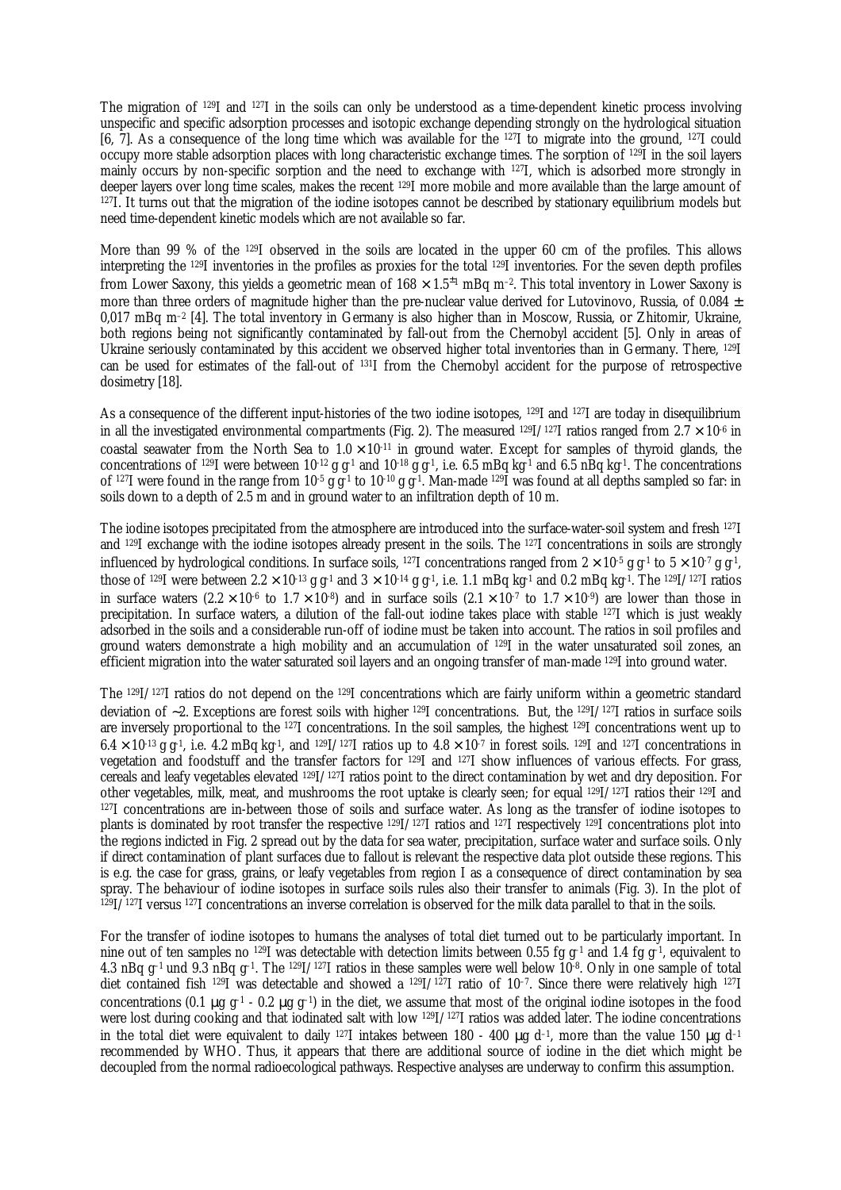The migration of $^{129}$I and $^{127}$I in the soils can only be understood as a time-dependent kinetic process involving unspecific and specific adsorption processes and isotopic exchange depending strongly on the hydrological situation [6, 7]. As a consequence of the long time which was available for the $^{127}$I to migrate into the ground, $^{127}$I could occupy more stable adsorption places with long characteristic exchange times. The sorption of $^{129}$I in the soil layers mainly occurs by non-specific sorption and the need to exchange with $^{127}$I, which is adsorbed more strongly in deeper layers over long time scales, makes the recent $^{129}$I more mobile and more available than the large amount of $^{127}$I. It turns out that the migration of the iodine isotopes cannot be described by stationary equilibrium models but need time-dependent kinetic models which are not available so far.

More than 99 % of the $^{129}$I observed in the soils are located in the upper 60 cm of the profiles. This allows interpreting the $^{129}$I inventories in the profiles as proxies for the total $^{129}$I inventories. For the seven depth profiles from Lower Saxony, this yields a geometric mean of $168 \times 1.5^{\pm 1}$ mBq m$^{-2}$. This total inventory in Lower Saxony is more than three orders of magnitude higher than the pre-nuclear value derived for Lutovinovo, Russia, of $0.084 \pm 0{,}017$ mBq m$^{-2}$ [4]. The total inventory in Germany is also higher than in Moscow, Russia, or Zhitomir, Ukraine, both regions being not significantly contaminated by fall-out from the Chernobyl accident [5]. Only in areas of Ukraine seriously contaminated by this accident we observed higher total inventories than in Germany. There, $^{129}$I can be used for estimates of the fall-out of $^{131}$I from the Chernobyl accident for the purpose of retrospective dosimetry [18].

As a consequence of the different input-histories of the two iodine isotopes, $^{129}$I and $^{127}$I are today in disequilibrium in all the investigated environmental compartments (Fig. 2). The measured $^{129}$I/$^{127}$I ratios ranged from $2.7 \times 10^{-6}$ in coastal seawater from the North Sea to $1.0 \times 10^{-11}$ in ground water. Except for samples of thyroid glands, the concentrations of $^{129}$I were between $10^{-12}$ g g$^{-1}$ and $10^{-18}$ g g$^{-1}$, i.e. 6.5 mBq kg$^{-1}$ and 6.5 nBq kg$^{-1}$. The concentrations of $^{127}$I were found in the range from $10^{-5}$ g g$^{-1}$ to $10^{-10}$ g g$^{-1}$. Man-made $^{129}$I was found at all depths sampled so far: in soils down to a depth of 2.5 m and in ground water to an infiltration depth of 10 m.

The iodine isotopes precipitated from the atmosphere are introduced into the surface-water-soil system and fresh $^{127}$I and $^{129}$I exchange with the iodine isotopes already present in the soils. The $^{127}$I concentrations in soils are strongly influenced by hydrological conditions. In surface soils, $^{127}$I concentrations ranged from $2 \times 10^{-5}$ g g$^{-1}$ to $5 \times 10^{-7}$ g g$^{-1}$, those of $^{129}$I were between $2.2 \times 10^{-13}$ g g$^{-1}$ and $3 \times 10^{-14}$ g g$^{-1}$, i.e. 1.1 mBq kg$^{-1}$ and 0.2 mBq kg$^{-1}$. The $^{129}$I/$^{127}$I ratios in surface waters ($2.2 \times 10^{-6}$ to $1.7 \times 10^{-8}$) and in surface soils ($2.1 \times 10^{-7}$ to $1.7 \times 10^{-9}$) are lower than those in precipitation. In surface waters, a dilution of the fall-out iodine takes place with stable $^{127}$I which is just weakly adsorbed in the soils and a considerable run-off of iodine must be taken into account. The ratios in soil profiles and ground waters demonstrate a high mobility and an accumulation of $^{129}$I in the water unsaturated soil zones, an efficient migration into the water saturated soil layers and an ongoing transfer of man-made $^{129}$I into ground water.

The $^{129}$I/$^{127}$I ratios do not depend on the $^{129}$I concentrations which are fairly uniform within a geometric standard deviation of ~2. Exceptions are forest soils with higher $^{129}$I concentrations. But, the $^{129}$I/$^{127}$I ratios in surface soils are inversely proportional to the $^{127}$I concentrations. In the soil samples, the highest $^{129}$I concentrations went up to $6.4 \times 10^{-13}$ g g$^{-1}$, i.e. 4.2 mBq kg$^{-1}$, and $^{129}$I/$^{127}$I ratios up to $4.8 \times 10^{-7}$ in forest soils. $^{129}$I and $^{127}$I concentrations in vegetation and foodstuff and the transfer factors for $^{129}$I and $^{127}$I show influences of various effects. For grass, cereals and leafy vegetables elevated $^{129}$I/$^{127}$I ratios point to the direct contamination by wet and dry deposition. For other vegetables, milk, meat, and mushrooms the root uptake is clearly seen; for equal $^{129}$I/$^{127}$I ratios their $^{129}$I and $^{127}$I concentrations are in-between those of soils and surface water. As long as the transfer of iodine isotopes to plants is dominated by root transfer the respective $^{129}$I/$^{127}$I ratios and $^{127}$I respectively $^{129}$I concentrations plot into the regions indicted in Fig. 2 spread out by the data for sea water, precipitation, surface water and surface soils. Only if direct contamination of plant surfaces due to fallout is relevant the respective data plot outside these regions. This is e.g. the case for grass, grains, or leafy vegetables from region I as a consequence of direct contamination by sea spray. The behaviour of iodine isotopes in surface soils rules also their transfer to animals (Fig. 3). In the plot of $^{129}$I/$^{127}$I versus $^{127}$I concentrations an inverse correlation is observed for the milk data parallel to that in the soils.

For the transfer of iodine isotopes to humans the analyses of total diet turned out to be particularly important. In nine out of ten samples no $^{129}$I was detectable with detection limits between 0.55 fg g$^{-1}$ and 1.4 fg g$^{-1}$, equivalent to 4.3 nBq g$^{-1}$ und 9.3 nBq g$^{-1}$. The $^{129}$I/$^{127}$I ratios in these samples were well below $10^{-8}$. Only in one sample of total diet contained fish $^{129}$I was detectable and showed a $^{129}$I/$^{127}$I ratio of $10^{-7}$. Since there were relatively high $^{127}$I concentrations (0.1 µg g$^{-1}$ - 0.2 µg g$^{-1}$) in the diet, we assume that most of the original iodine isotopes in the food were lost during cooking and that iodinated salt with low $^{129}$I/$^{127}$I ratios was added later. The iodine concentrations in the total diet were equivalent to daily $^{127}$I intakes between 180 - 400 µg d$^{-1}$, more than the value 150 µg d$^{-1}$ recommended by WHO. Thus, it appears that there are additional source of iodine in the diet which might be decoupled from the normal radioecological pathways. Respective analyses are underway to confirm this assumption.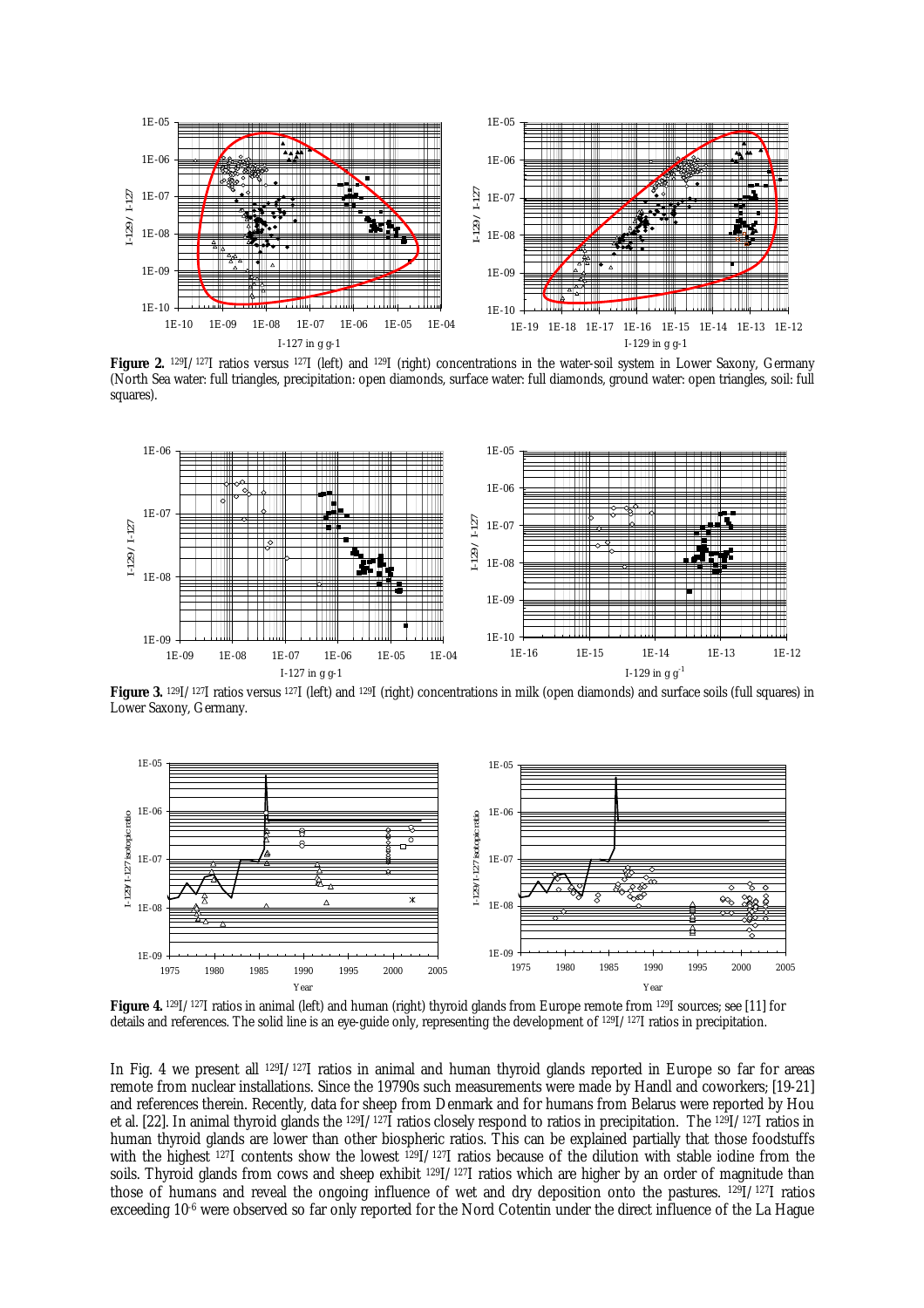**Figure 2.** $^{129}I/^{127}I$ ratios versus $^{127}I$ (left) and $^{129}I$ (right) concentrations in the water-soil system in Lower Saxony, Germany (North Sea water: full triangles, precipitation: open diamonds, surface water: full diamonds, ground water: open triangles, soil: full squares).

**Figure 3.** $^{129}I/^{127}I$ ratios versus $^{127}I$ (left) and $^{129}I$ (right) concentrations in milk (open diamonds) and surface soils (full squares) in Lower Saxony, Germany.

**Figure 4.** $^{129}I/^{127}I$ ratios in animal (left) and human (right) thyroid glands from Europe remote from $^{129}I$ sources; see [11] for details and references. The solid line is an eye-guide only, representing the development of $^{129}I/^{127}I$ ratios in precipitation.

In Fig. 4 we present all $^{129}I/^{127}I$ ratios in animal and human thyroid glands reported in Europe so far for areas remote from nuclear installations. Since the 19790s such measurements were made by Handl and coworkers; [19-21] and references therein. Recently, data for sheep from Denmark and for humans from Belarus were reported by Hou et al. [22]. In animal thyroid glands the $^{129}I/^{127}I$ ratios closely respond to ratios in precipitation. The $^{129}I/^{127}I$ ratios in human thyroid glands are lower than other biospheric ratios. This can be explained partially that those foodstuffs with the highest $^{127}I$ contents show the lowest $^{129}I/^{127}I$ ratios because of the dilution with stable iodine from the soils. Thyroid glands from cows and sheep exhibit $^{129}I/^{127}I$ ratios which are higher by an order of magnitude than those of humans and reveal the ongoing influence of wet and dry deposition onto the pastures. $^{129}I/^{127}I$ ratios exceeding $10^{-6}$ were observed so far only reported for the Nord Cotentin under the direct influence of the La Hague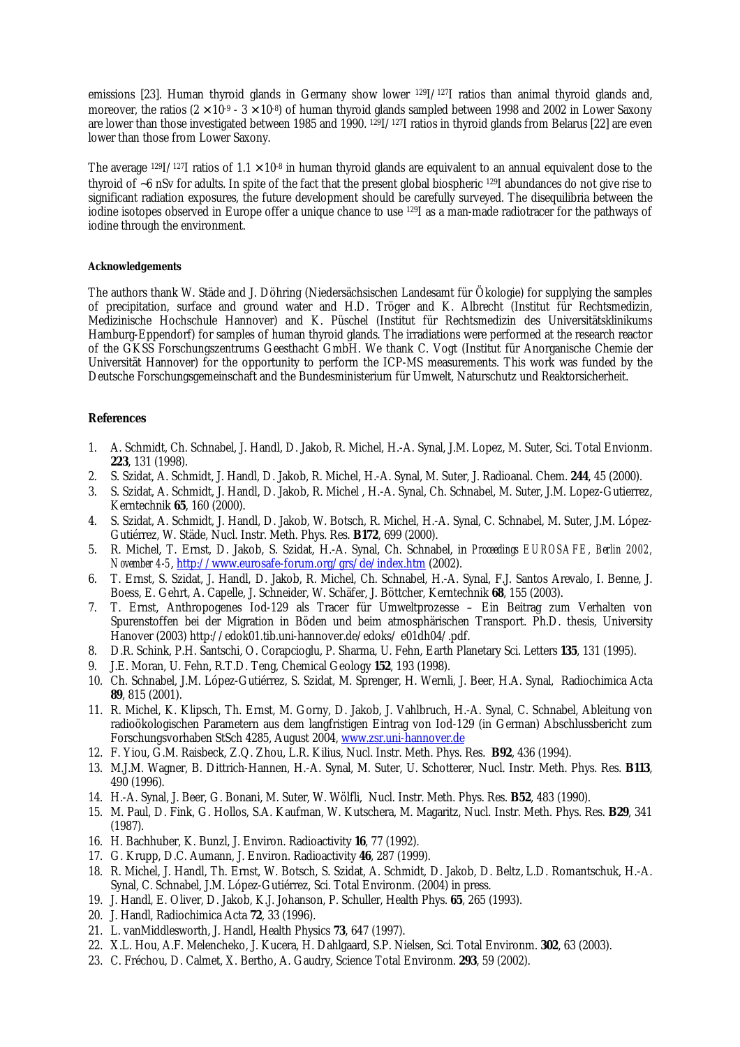emissions [23]. Human thyroid glands in Germany show lower $^{129}I/^{127}I$ ratios than animal thyroid glands and, moreover, the ratios ($2 \times 10^{-9}$ - $3 \times 10^{-8}$) of human thyroid glands sampled between 1998 and 2002 in Lower Saxony are lower than those investigated between 1985 and 1990. $^{129}I/^{127}I$ ratios in thyroid glands from Belarus [22] are even lower than those from Lower Saxony.

The average $^{129}I/^{127}I$ ratios of $1.1 \times 10^{-8}$ in human thyroid glands are equivalent to an annual equivalent dose to the thyroid of ~6 nSv for adults. In spite of the fact that the present global biospheric $^{129}I$ abundances do not give rise to significant radiation exposures, the future development should be carefully surveyed. The disequilibria between the iodine isotopes observed in Europe offer a unique chance to use $^{129}I$ as a man-made radiotracer for the pathways of iodine through the environment.

#### Acknowledgements

The authors thank W. Städe and J. Döhring (Niedersächsischen Landesamt für Ökologie) for supplying the samples of precipitation, surface and ground water and H.D. Tröger and K. Albrecht (Institut für Rechtsmedizin, Medizinische Hochschule Hannover) and K. Püschel (Institut für Rechtsmedizin des Universitätsklinikums Hamburg-Eppendorf) for samples of human thyroid glands. The irradiations were performed at the research reactor of the GKSS Forschungszentrums Geesthacht GmbH. We thank C. Vogt (Institut für Anorganische Chemie der Universität Hannover) for the opportunity to perform the ICP-MS measurements. This work was funded by the Deutsche Forschungsgemeinschaft and the Bundesministerium für Umwelt, Naturschutz und Reaktorsicherheit.

### References

1. A. Schmidt, Ch. Schnabel, J. Handl, D. Jakob, R. Michel, H.-A. Synal, J.M. Lopez, M. Suter, Sci. Total Envionm. **223**, 131 (1998).
2. S. Szidat, A. Schmidt, J. Handl, D. Jakob, R. Michel, H.-A. Synal, M. Suter, J. Radioanal. Chem. **244**, 45 (2000).
3. S. Szidat, A. Schmidt, J. Handl, D. Jakob, R. Michel , H.-A. Synal, Ch. Schnabel, M. Suter, J.M. Lopez-Gutierrez, Kerntechnik **65**, 160 (2000).
4. S. Szidat, A. Schmidt, J. Handl, D. Jakob, W. Botsch, R. Michel, H.-A. Synal, C. Schnabel, M. Suter, J.M. López-Gutiérrez, W. Städe, Nucl. Instr. Meth. Phys. Res. **B172**, 699 (2000).
5. R. Michel, T. Ernst, D. Jakob, S. Szidat, H.-A. Synal, Ch. Schnabel, in *Proceedings EUROSAFE, Berlin 2002, November 4-5*, http://www.eurosafe-forum.org/grs/de/index.htm (2002).
6. T. Ernst, S. Szidat, J. Handl, D. Jakob, R. Michel, Ch. Schnabel, H.-A. Synal, F.J. Santos Arevalo, I. Benne, J. Boess, E. Gehrt, A. Capelle, J. Schneider, W. Schäfer, J. Böttcher, Kerntechnik **68**, 155 (2003).
7. T. Ernst, Anthropogenes Iod-129 als Tracer für Umweltprozesse – Ein Beitrag zum Verhalten von Spurenstoffen bei der Migration in Böden und beim atmosphärischen Transport. Ph.D. thesis, University Hanover (2003) http://edok01.tib.uni-hannover.de/edoks/ e01dh04/.pdf.
8. D.R. Schink, P.H. Santschi, O. Corapcioglu, P. Sharma, U. Fehn, Earth Planetary Sci. Letters **135**, 131 (1995).
9. J.E. Moran, U. Fehn, R.T.D. Teng, Chemical Geology **152**, 193 (1998).
10. Ch. Schnabel, J.M. López-Gutiérrez, S. Szidat, M. Sprenger, H. Wernli, J. Beer, H.A. Synal, Radiochimica Acta **89**, 815 (2001).
11. R. Michel, K. Klipsch, Th. Ernst, M. Gorny, D. Jakob, J. Vahlbruch, H.-A. Synal, C. Schnabel, Ableitung von radioökologischen Parametern aus dem langfristigen Eintrag von Iod-129 (in German) Abschlussbericht zum Forschungsvorhaben StSch 4285, August 2004, www.zsr.uni-hannover.de
12. F. Yiou, G.M. Raisbeck, Z.Q. Zhou, L.R. Kilius, Nucl. Instr. Meth. Phys. Res. **B92**, 436 (1994).
13. M.J.M. Wagner, B. Dittrich-Hannen, H.-A. Synal, M. Suter, U. Schotterer, Nucl. Instr. Meth. Phys. Res. **B113**, 490 (1996).
14. H.-A. Synal, J. Beer, G. Bonani, M. Suter, W. Wölfli, Nucl. Instr. Meth. Phys. Res. **B52**, 483 (1990).
15. M. Paul, D. Fink, G. Hollos, S.A. Kaufman, W. Kutschera, M. Magaritz, Nucl. Instr. Meth. Phys. Res. **B29**, 341 (1987).
16. H. Bachhuber, K. Bunzl, J. Environ. Radioactivity **16**, 77 (1992).
17. G. Krupp, D.C. Aumann, J. Environ. Radioactivity **46**, 287 (1999).
18. R. Michel, J. Handl, Th. Ernst, W. Botsch, S. Szidat, A. Schmidt, D. Jakob, D. Beltz, L.D. Romantschuk, H.-A. Synal, C. Schnabel, J.M. López-Gutiérrez, Sci. Total Environm. (2004) in press.
19. J. Handl, E. Oliver, D. Jakob, K.J. Johanson, P. Schuller, Health Phys. **65**, 265 (1993).
20. J. Handl, Radiochimica Acta **72**, 33 (1996).
21. L. vanMiddlesworth, J. Handl, Health Physics **73**, 647 (1997).
22. X.L. Hou, A.F. Melencheko, J. Kucera, H. Dahlgaard, S.P. Nielsen, Sci. Total Environm. **302**, 63 (2003).
23. C. Fréchou, D. Calmet, X. Bertho, A. Gaudry, Science Total Environm. **293**, 59 (2002).